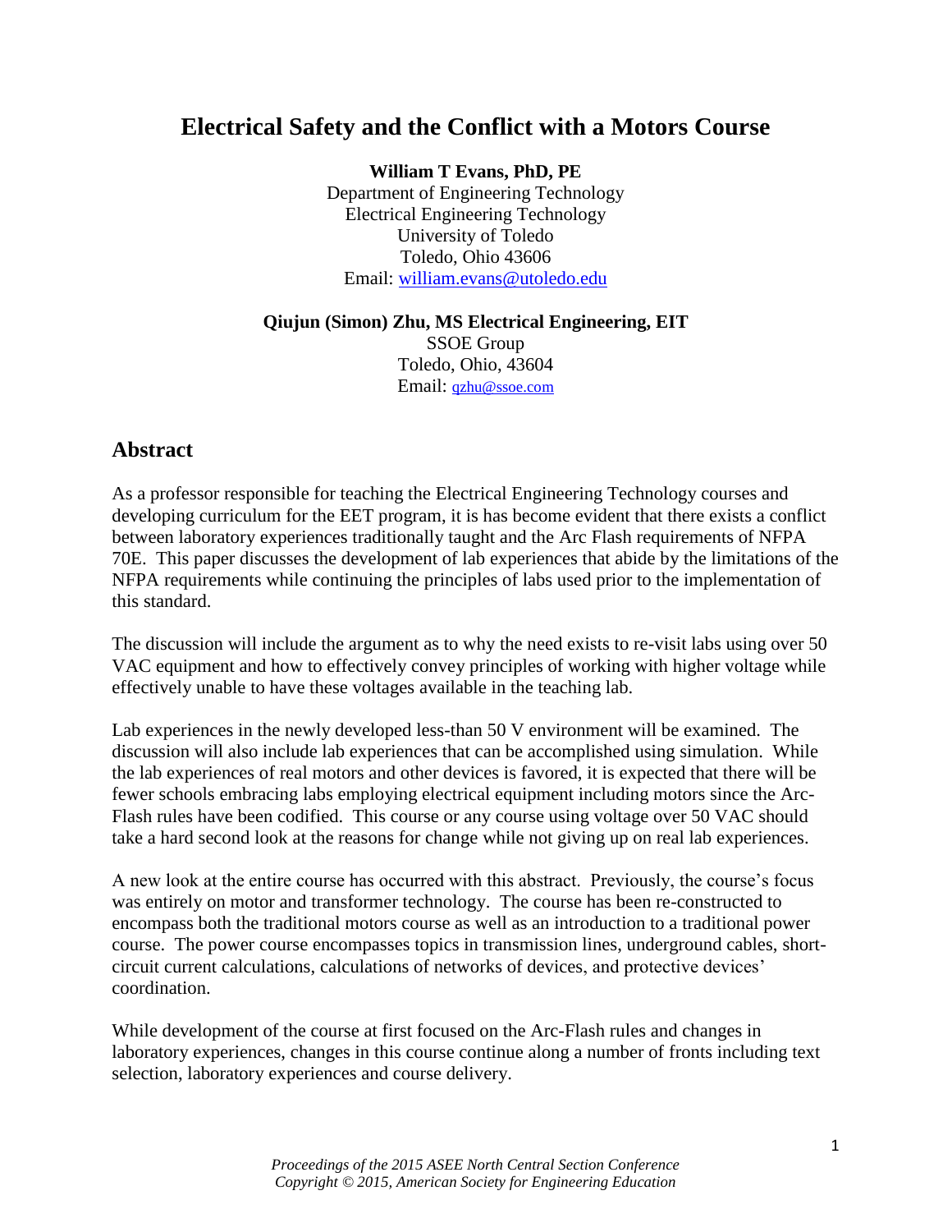# Electrical Safety and the Conflict with a Motors Course

**William T Evans, PhD, PE**
Department of Engineering Technology
Electrical Engineering Technology
University of Toledo
Toledo, Ohio 43606
Email: william.evans@utoledo.edu

**Qiujun (Simon) Zhu, MS Electrical Engineering, EIT**
SSOE Group
Toledo, Ohio, 43604
Email: qzhu@ssoe.com

## Abstract

As a professor responsible for teaching the Electrical Engineering Technology courses and developing curriculum for the EET program, it is has become evident that there exists a conflict between laboratory experiences traditionally taught and the Arc Flash requirements of NFPA 70E. This paper discusses the development of lab experiences that abide by the limitations of the NFPA requirements while continuing the principles of labs used prior to the implementation of this standard.

The discussion will include the argument as to why the need exists to re-visit labs using over 50 VAC equipment and how to effectively convey principles of working with higher voltage while effectively unable to have these voltages available in the teaching lab.

Lab experiences in the newly developed less-than 50 V environment will be examined. The discussion will also include lab experiences that can be accomplished using simulation. While the lab experiences of real motors and other devices is favored, it is expected that there will be fewer schools embracing labs employing electrical equipment including motors since the Arc-Flash rules have been codified. This course or any course using voltage over 50 VAC should take a hard second look at the reasons for change while not giving up on real lab experiences.

A new look at the entire course has occurred with this abstract. Previously, the course's focus was entirely on motor and transformer technology. The course has been re-constructed to encompass both the traditional motors course as well as an introduction to a traditional power course. The power course encompasses topics in transmission lines, underground cables, short-circuit current calculations, calculations of networks of devices, and protective devices' coordination.

While development of the course at first focused on the Arc-Flash rules and changes in laboratory experiences, changes in this course continue along a number of fronts including text selection, laboratory experiences and course delivery.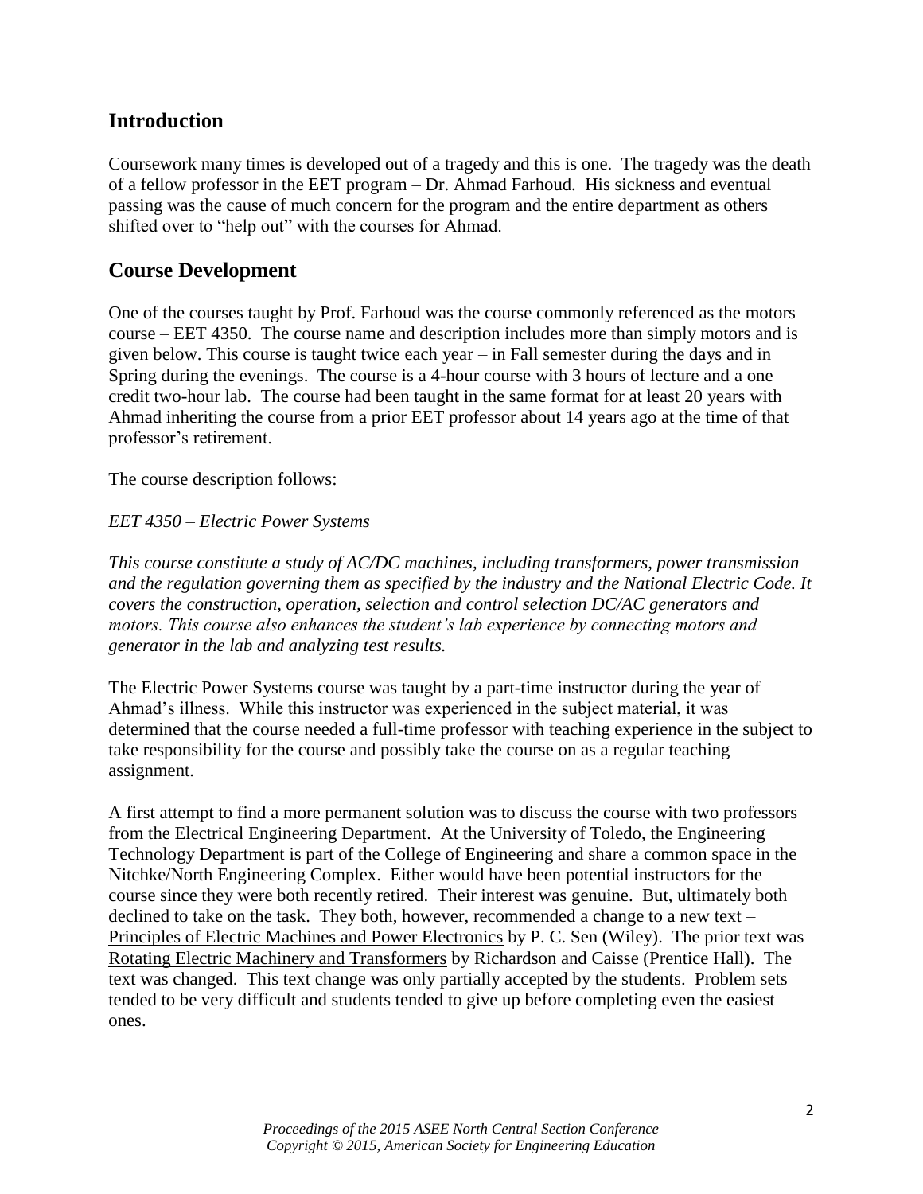## Introduction

Coursework many times is developed out of a tragedy and this is one. The tragedy was the death of a fellow professor in the EET program – Dr. Ahmad Farhoud. His sickness and eventual passing was the cause of much concern for the program and the entire department as others shifted over to "help out" with the courses for Ahmad.

## Course Development

One of the courses taught by Prof. Farhoud was the course commonly referenced as the motors course – EET 4350. The course name and description includes more than simply motors and is given below. This course is taught twice each year – in Fall semester during the days and in Spring during the evenings. The course is a 4-hour course with 3 hours of lecture and a one credit two-hour lab. The course had been taught in the same format for at least 20 years with Ahmad inheriting the course from a prior EET professor about 14 years ago at the time of that professor's retirement.

The course description follows:

*EET 4350 – Electric Power Systems*

*This course constitute a study of AC/DC machines, including transformers, power transmission and the regulation governing them as specified by the industry and the National Electric Code. It covers the construction, operation, selection and control selection DC/AC generators and motors. This course also enhances the student's lab experience by connecting motors and generator in the lab and analyzing test results.*

The Electric Power Systems course was taught by a part-time instructor during the year of Ahmad's illness. While this instructor was experienced in the subject material, it was determined that the course needed a full-time professor with teaching experience in the subject to take responsibility for the course and possibly take the course on as a regular teaching assignment.

A first attempt to find a more permanent solution was to discuss the course with two professors from the Electrical Engineering Department. At the University of Toledo, the Engineering Technology Department is part of the College of Engineering and share a common space in the Nitchke/North Engineering Complex. Either would have been potential instructors for the course since they were both recently retired. Their interest was genuine. But, ultimately both declined to take on the task. They both, however, recommended a change to a new text – Principles of Electric Machines and Power Electronics by P. C. Sen (Wiley). The prior text was Rotating Electric Machinery and Transformers by Richardson and Caisse (Prentice Hall). The text was changed. This text change was only partially accepted by the students. Problem sets tended to be very difficult and students tended to give up before completing even the easiest ones.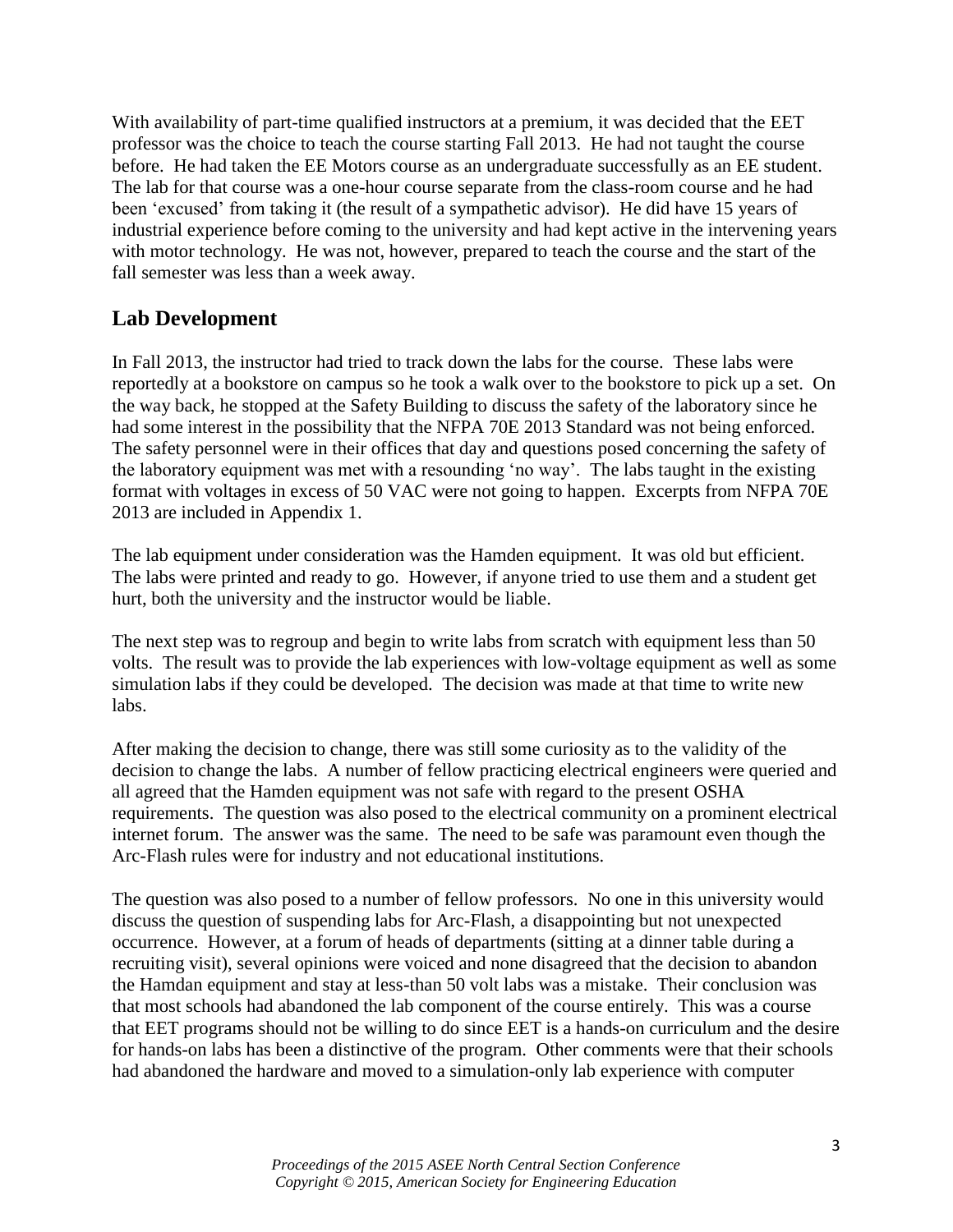With availability of part-time qualified instructors at a premium, it was decided that the EET professor was the choice to teach the course starting Fall 2013. He had not taught the course before. He had taken the EE Motors course as an undergraduate successfully as an EE student. The lab for that course was a one-hour course separate from the class-room course and he had been 'excused' from taking it (the result of a sympathetic advisor). He did have 15 years of industrial experience before coming to the university and had kept active in the intervening years with motor technology. He was not, however, prepared to teach the course and the start of the fall semester was less than a week away.

## Lab Development

In Fall 2013, the instructor had tried to track down the labs for the course. These labs were reportedly at a bookstore on campus so he took a walk over to the bookstore to pick up a set. On the way back, he stopped at the Safety Building to discuss the safety of the laboratory since he had some interest in the possibility that the NFPA 70E 2013 Standard was not being enforced. The safety personnel were in their offices that day and questions posed concerning the safety of the laboratory equipment was met with a resounding 'no way'. The labs taught in the existing format with voltages in excess of 50 VAC were not going to happen. Excerpts from NFPA 70E 2013 are included in Appendix 1.

The lab equipment under consideration was the Hamden equipment. It was old but efficient. The labs were printed and ready to go. However, if anyone tried to use them and a student get hurt, both the university and the instructor would be liable.

The next step was to regroup and begin to write labs from scratch with equipment less than 50 volts. The result was to provide the lab experiences with low-voltage equipment as well as some simulation labs if they could be developed. The decision was made at that time to write new labs.

After making the decision to change, there was still some curiosity as to the validity of the decision to change the labs. A number of fellow practicing electrical engineers were queried and all agreed that the Hamden equipment was not safe with regard to the present OSHA requirements. The question was also posed to the electrical community on a prominent electrical internet forum. The answer was the same. The need to be safe was paramount even though the Arc-Flash rules were for industry and not educational institutions.

The question was also posed to a number of fellow professors. No one in this university would discuss the question of suspending labs for Arc-Flash, a disappointing but not unexpected occurrence. However, at a forum of heads of departments (sitting at a dinner table during a recruiting visit), several opinions were voiced and none disagreed that the decision to abandon the Hamdan equipment and stay at less-than 50 volt labs was a mistake. Their conclusion was that most schools had abandoned the lab component of the course entirely. This was a course that EET programs should not be willing to do since EET is a hands-on curriculum and the desire for hands-on labs has been a distinctive of the program. Other comments were that their schools had abandoned the hardware and moved to a simulation-only lab experience with computer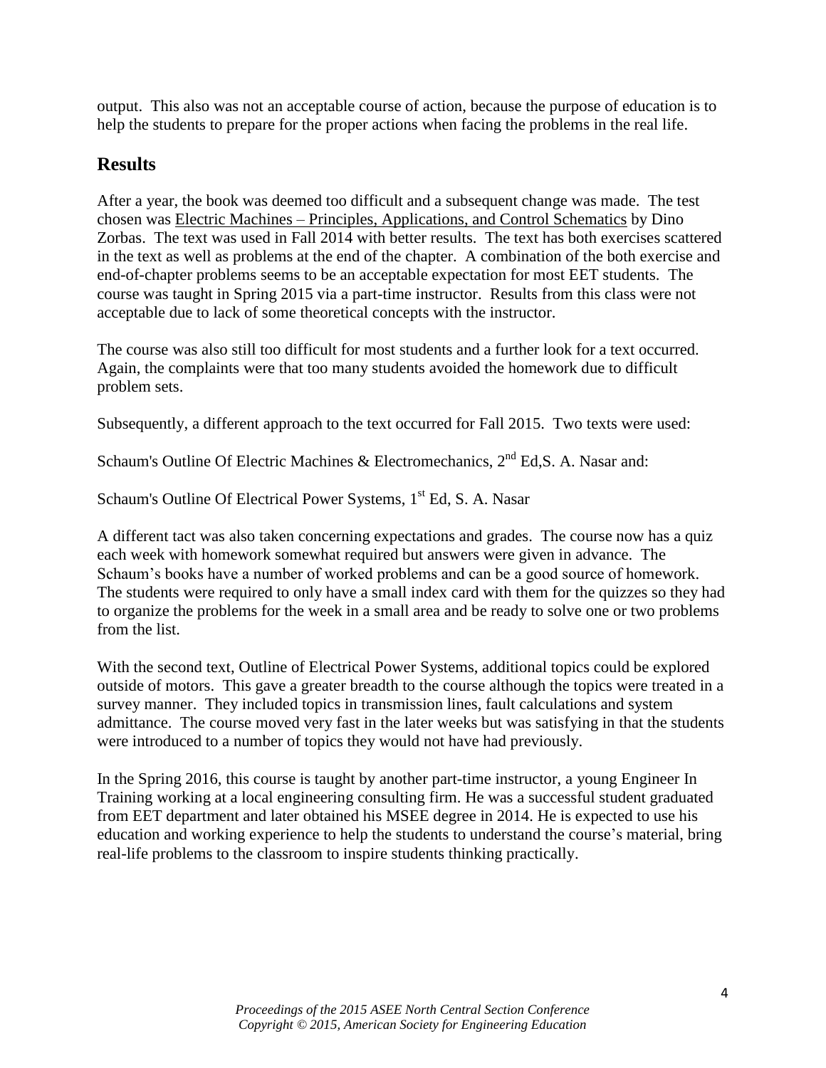output. This also was not an acceptable course of action, because the purpose of education is to help the students to prepare for the proper actions when facing the problems in the real life.

## Results

After a year, the book was deemed too difficult and a subsequent change was made. The test chosen was Electric Machines – Principles, Applications, and Control Schematics by Dino Zorbas. The text was used in Fall 2014 with better results. The text has both exercises scattered in the text as well as problems at the end of the chapter. A combination of the both exercise and end-of-chapter problems seems to be an acceptable expectation for most EET students. The course was taught in Spring 2015 via a part-time instructor. Results from this class were not acceptable due to lack of some theoretical concepts with the instructor.

The course was also still too difficult for most students and a further look for a text occurred. Again, the complaints were that too many students avoided the homework due to difficult problem sets.

Subsequently, a different approach to the text occurred for Fall 2015. Two texts were used:

Schaum's Outline Of Electric Machines & Electromechanics, 2nd Ed,S. A. Nasar and:

Schaum's Outline Of Electrical Power Systems, 1st Ed, S. A. Nasar

A different tact was also taken concerning expectations and grades. The course now has a quiz each week with homework somewhat required but answers were given in advance. The Schaum's books have a number of worked problems and can be a good source of homework. The students were required to only have a small index card with them for the quizzes so they had to organize the problems for the week in a small area and be ready to solve one or two problems from the list.

With the second text, Outline of Electrical Power Systems, additional topics could be explored outside of motors. This gave a greater breadth to the course although the topics were treated in a survey manner. They included topics in transmission lines, fault calculations and system admittance. The course moved very fast in the later weeks but was satisfying in that the students were introduced to a number of topics they would not have had previously.

In the Spring 2016, this course is taught by another part-time instructor, a young Engineer In Training working at a local engineering consulting firm. He was a successful student graduated from EET department and later obtained his MSEE degree in 2014. He is expected to use his education and working experience to help the students to understand the course's material, bring real-life problems to the classroom to inspire students thinking practically.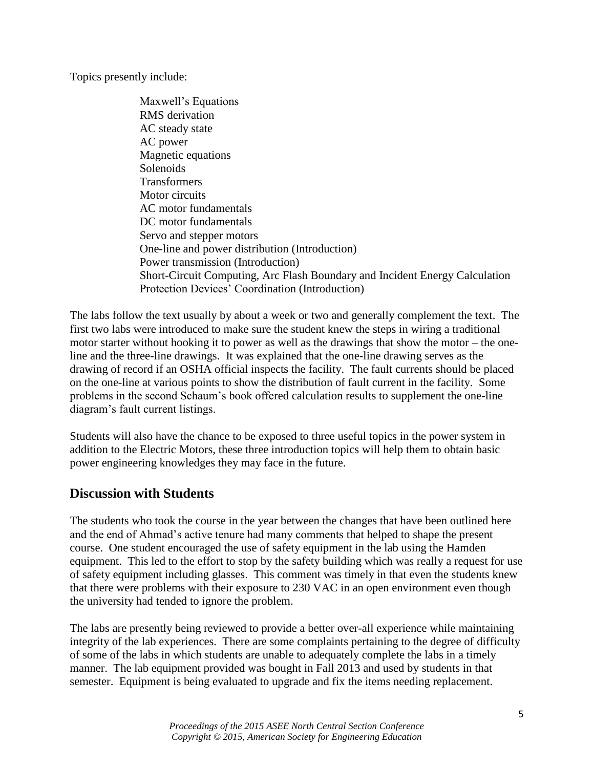Topics presently include:

- Maxwell's Equations
- RMS derivation
- AC steady state
- AC power
- Magnetic equations
- Solenoids
- Transformers
- Motor circuits
- AC motor fundamentals
- DC motor fundamentals
- Servo and stepper motors
- One-line and power distribution (Introduction)
- Power transmission (Introduction)
- Short-Circuit Computing, Arc Flash Boundary and Incident Energy Calculation
- Protection Devices' Coordination (Introduction)

The labs follow the text usually by about a week or two and generally complement the text. The first two labs were introduced to make sure the student knew the steps in wiring a traditional motor starter without hooking it to power as well as the drawings that show the motor – the one-line and the three-line drawings. It was explained that the one-line drawing serves as the drawing of record if an OSHA official inspects the facility. The fault currents should be placed on the one-line at various points to show the distribution of fault current in the facility. Some problems in the second Schaum's book offered calculation results to supplement the one-line diagram's fault current listings.

Students will also have the chance to be exposed to three useful topics in the power system in addition to the Electric Motors, these three introduction topics will help them to obtain basic power engineering knowledges they may face in the future.

## Discussion with Students

The students who took the course in the year between the changes that have been outlined here and the end of Ahmad's active tenure had many comments that helped to shape the present course. One student encouraged the use of safety equipment in the lab using the Hamden equipment. This led to the effort to stop by the safety building which was really a request for use of safety equipment including glasses. This comment was timely in that even the students knew that there were problems with their exposure to 230 VAC in an open environment even though the university had tended to ignore the problem.

The labs are presently being reviewed to provide a better over-all experience while maintaining integrity of the lab experiences. There are some complaints pertaining to the degree of difficulty of some of the labs in which students are unable to adequately complete the labs in a timely manner. The lab equipment provided was bought in Fall 2013 and used by students in that semester. Equipment is being evaluated to upgrade and fix the items needing replacement.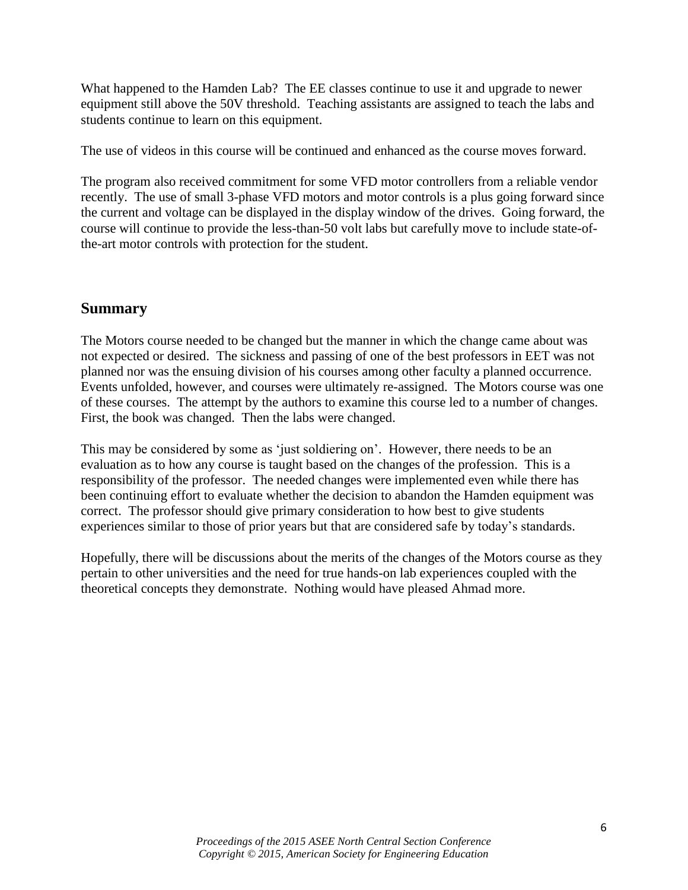What happened to the Hamden Lab? The EE classes continue to use it and upgrade to newer equipment still above the 50V threshold. Teaching assistants are assigned to teach the labs and students continue to learn on this equipment.

The use of videos in this course will be continued and enhanced as the course moves forward.

The program also received commitment for some VFD motor controllers from a reliable vendor recently. The use of small 3-phase VFD motors and motor controls is a plus going forward since the current and voltage can be displayed in the display window of the drives. Going forward, the course will continue to provide the less-than-50 volt labs but carefully move to include state-of-the-art motor controls with protection for the student.

## Summary

The Motors course needed to be changed but the manner in which the change came about was not expected or desired. The sickness and passing of one of the best professors in EET was not planned nor was the ensuing division of his courses among other faculty a planned occurrence. Events unfolded, however, and courses were ultimately re-assigned. The Motors course was one of these courses. The attempt by the authors to examine this course led to a number of changes. First, the book was changed. Then the labs were changed.

This may be considered by some as 'just soldiering on'. However, there needs to be an evaluation as to how any course is taught based on the changes of the profession. This is a responsibility of the professor. The needed changes were implemented even while there has been continuing effort to evaluate whether the decision to abandon the Hamden equipment was correct. The professor should give primary consideration to how best to give students experiences similar to those of prior years but that are considered safe by today's standards.

Hopefully, there will be discussions about the merits of the changes of the Motors course as they pertain to other universities and the need for true hands-on lab experiences coupled with the theoretical concepts they demonstrate. Nothing would have pleased Ahmad more.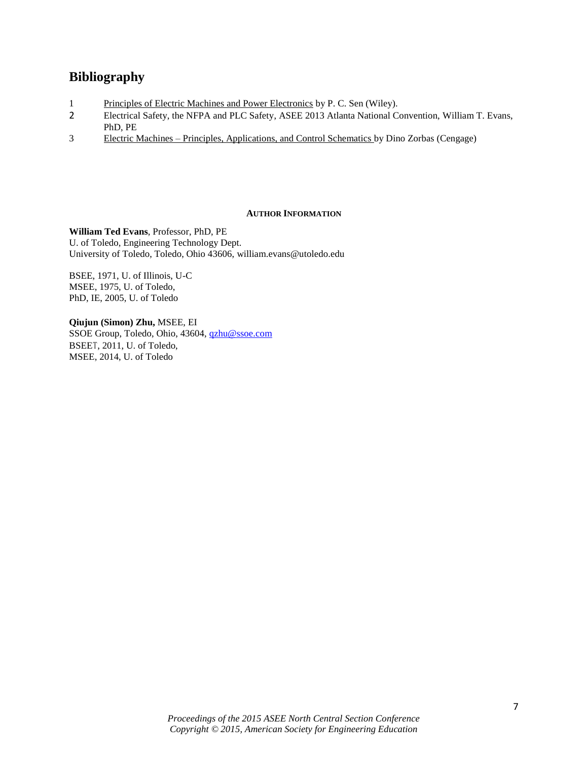## Bibliography

1. Principles of Electric Machines and Power Electronics by P. C. Sen (Wiley).
2. Electrical Safety, the NFPA and PLC Safety, ASEE 2013 Atlanta National Convention, William T. Evans, PhD, PE
3. Electric Machines – Principles, Applications, and Control Schematics by Dino Zorbas (Cengage)

#### AUTHOR INFORMATION

**William Ted Evans**, Professor, PhD, PE
U. of Toledo, Engineering Technology Dept.
University of Toledo, Toledo, Ohio 43606, william.evans@utoledo.edu

BSEE, 1971, U. of Illinois, U-C
MSEE, 1975, U. of Toledo,
PhD, IE, 2005, U. of Toledo

**Qiujun (Simon) Zhu,** MSEE, EI
SSOE Group, Toledo, Ohio, 43604, qzhu@ssoe.com
BSEET, 2011, U. of Toledo,
MSEE, 2014, U. of Toledo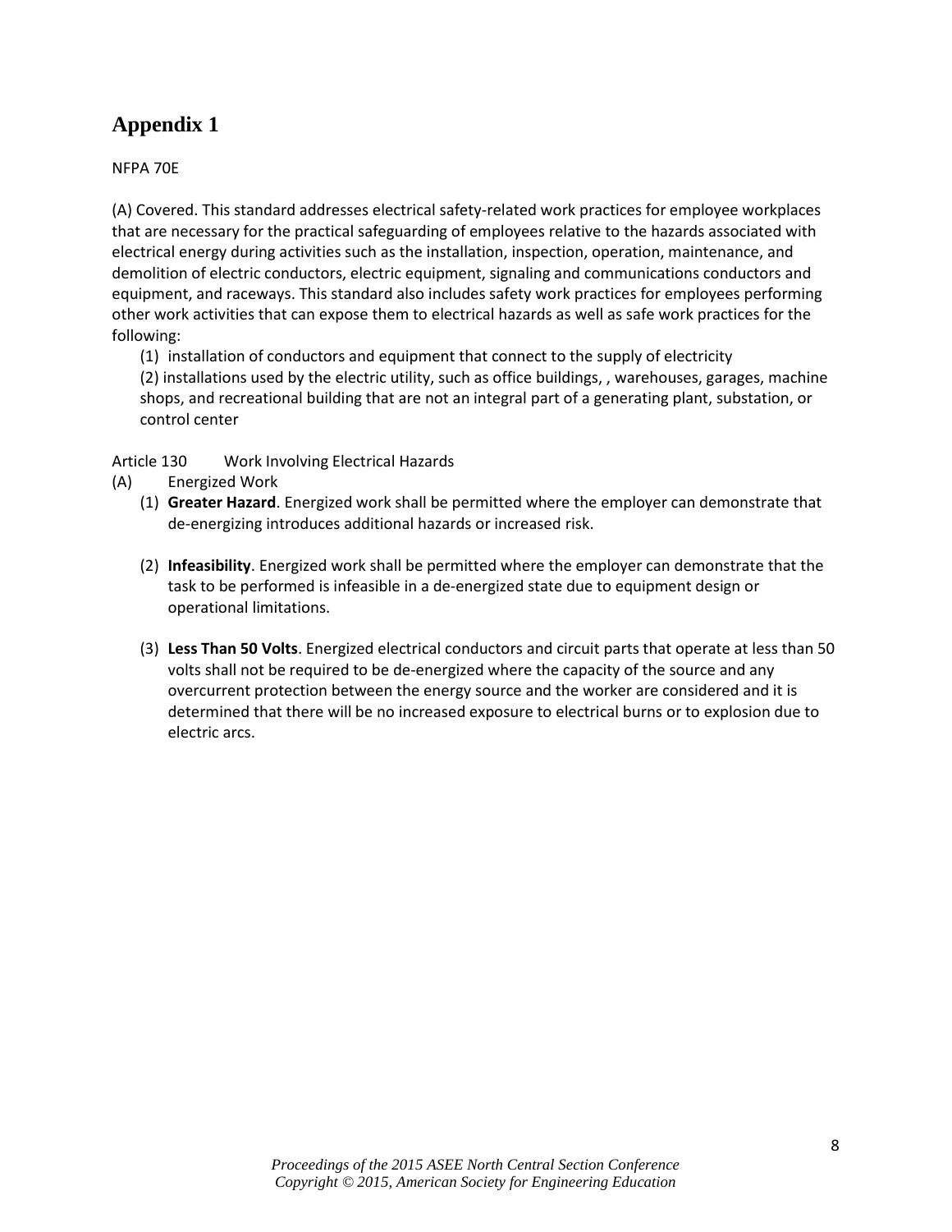# Appendix 1

NFPA 70E

(A) Covered. This standard addresses electrical safety-related work practices for employee workplaces that are necessary for the practical safeguarding of employees relative to the hazards associated with electrical energy during activities such as the installation, inspection, operation, maintenance, and demolition of electric conductors, electric equipment, signaling and communications conductors and equipment, and raceways. This standard also includes safety work practices for employees performing other work activities that can expose them to electrical hazards as well as safe work practices for the following:

(1) installation of conductors and equipment that connect to the supply of electricity

(2) installations used by the electric utility, such as office buildings, , warehouses, garages, machine shops, and recreational building that are not an integral part of a generating plant, substation, or control center

Article 130 Work Involving Electrical Hazards

(A) Energized Work

1. **Greater Hazard**. Energized work shall be permitted where the employer can demonstrate that de-energizing introduces additional hazards or increased risk.

2. **Infeasibility**. Energized work shall be permitted where the employer can demonstrate that the task to be performed is infeasible in a de-energized state due to equipment design or operational limitations.

3. **Less Than 50 Volts**. Energized electrical conductors and circuit parts that operate at less than 50 volts shall not be required to be de-energized where the capacity of the source and any overcurrent protection between the energy source and the worker are considered and it is determined that there will be no increased exposure to electrical burns or to explosion due to electric arcs.